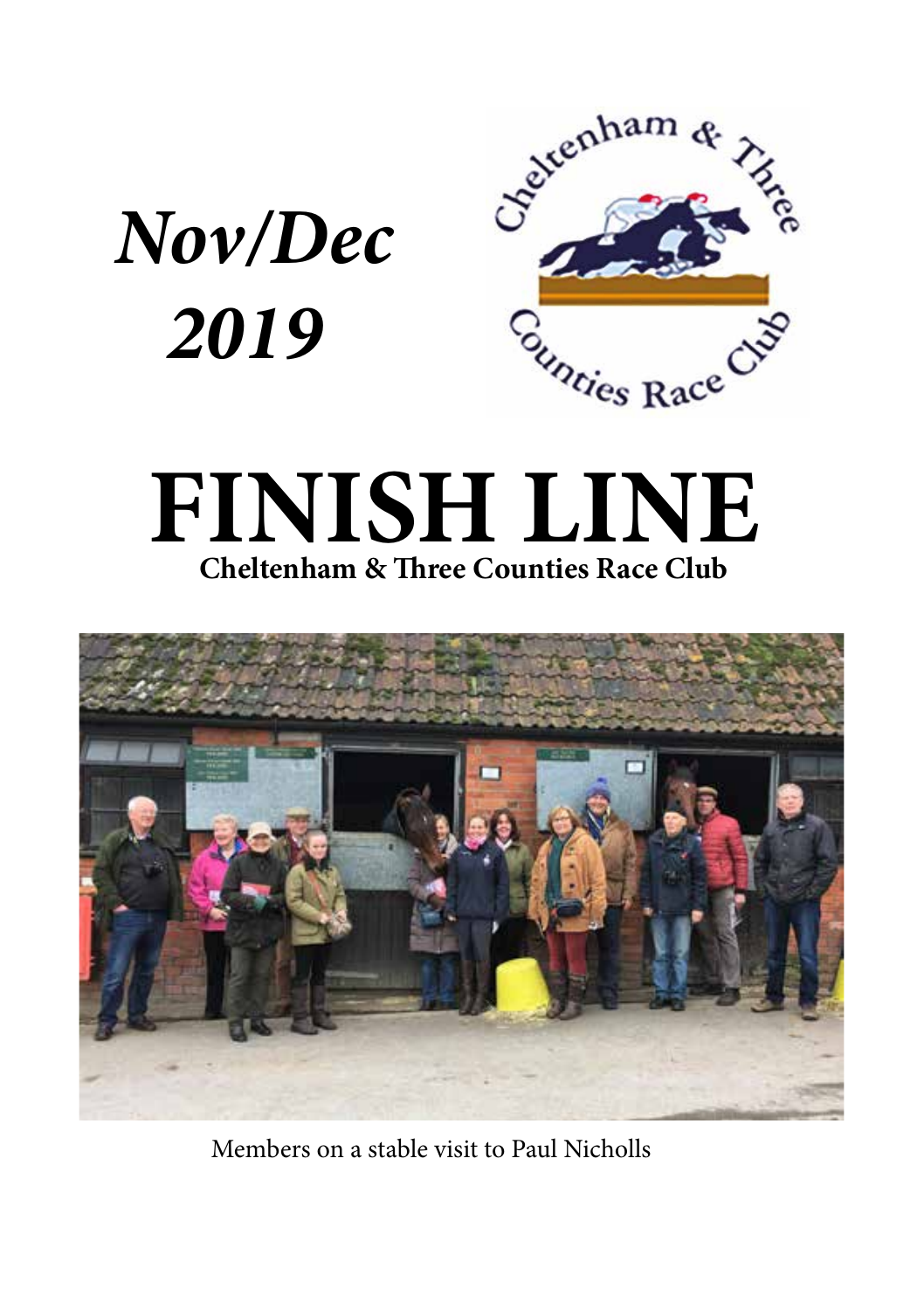*Nov/Dec 2019*

# FINISH LINE

**Cheltenham & Three Counties Race Club**

Members on a stable visit to Paul Nicholls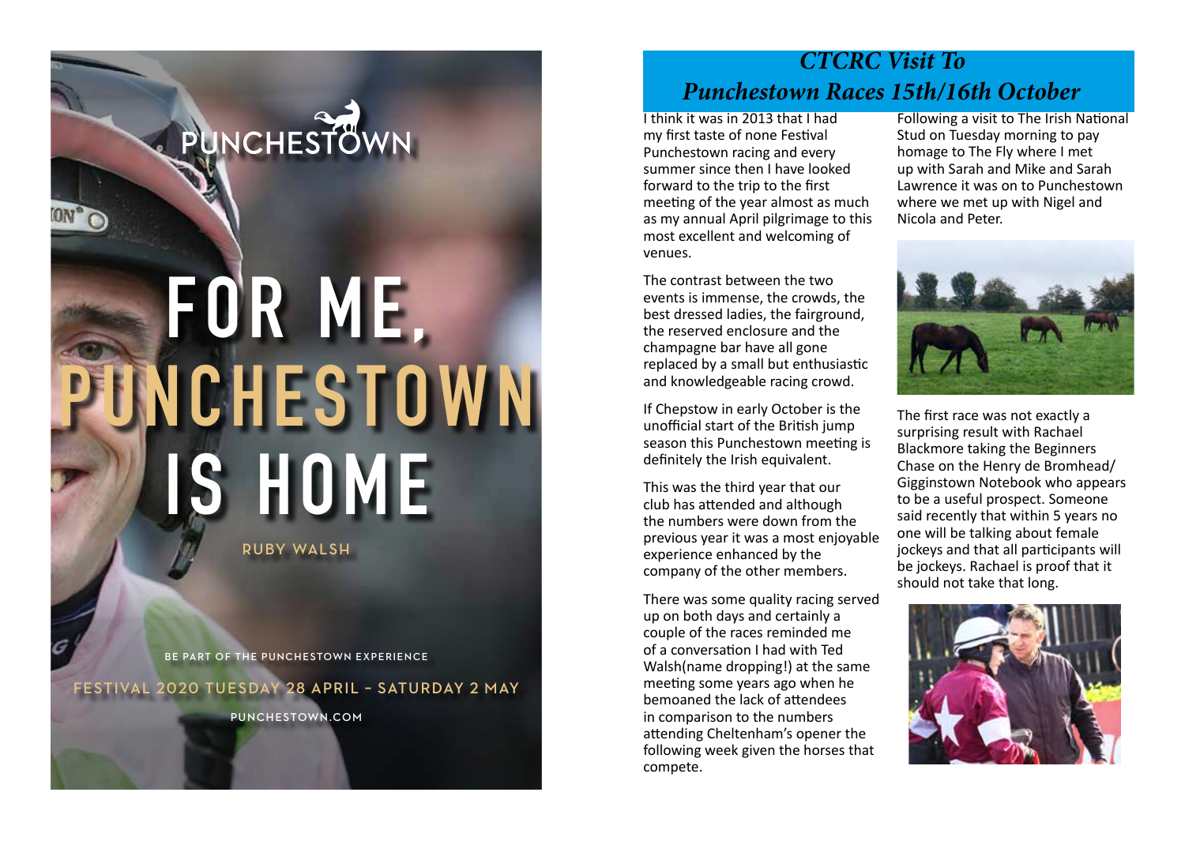PUNCHESTOWN

# FOR ME, PUNCHESTOWN IS HOME

RUBY WALSH

BE PART OF THE PUNCHESTOWN EXPERIENCE

FESTIVAL 2020 TUESDAY 28 APRIL – SATURDAY 2 MAY

PUNCHESTOWN.COM

## *CTCRC Visit To Punchestown Races 15th/16th October*

I think it was in 2013 that I had my first taste of none Festival Punchestown racing and every summer since then I have looked forward to the trip to the first meeting of the year almost as much as my annual April pilgrimage to this most excellent and welcoming of venues.

The contrast between the two events is immense, the crowds, the best dressed ladies, the fairground, the reserved enclosure and the champagne bar have all gone replaced by a small but enthusiastic and knowledgeable racing crowd.

If Chepstow in early October is the unofficial start of the British jump season this Punchestown meeting is definitely the Irish equivalent.

This was the third year that our club has attended and although the numbers were down from the previous year it was a most enjoyable experience enhanced by the company of the other members.

There was some quality racing served up on both days and certainly a couple of the races reminded me of a conversation I had with Ted Walsh(name dropping!) at the same meeting some years ago when he bemoaned the lack of attendees in comparison to the numbers attending Cheltenham's opener the following week given the horses that compete.

Following a visit to The Irish National Stud on Tuesday morning to pay homage to The Fly where I met up with Sarah and Mike and Sarah Lawrence it was on to Punchestown where we met up with Nigel and Nicola and Peter.

The first race was not exactly a surprising result with Rachael Blackmore taking the Beginners Chase on the Henry de Bromhead/ Gigginstown Notebook who appears to be a useful prospect. Someone said recently that within 5 years no one will be talking about female jockeys and that all participants will be jockeys. Rachael is proof that it should not take that long.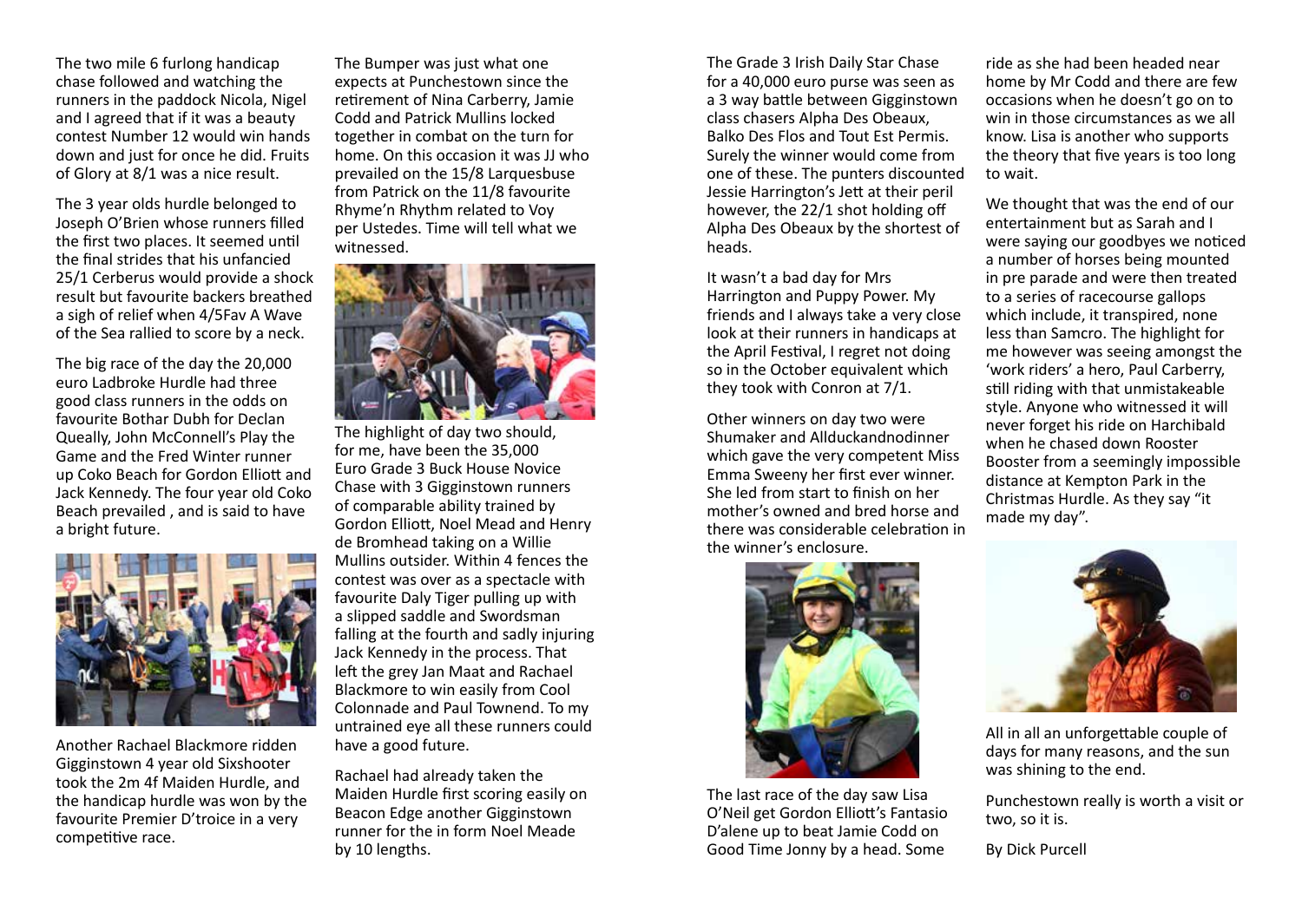The two mile 6 furlong handicap chase followed and watching the runners in the paddock Nicola, Nigel and I agreed that if it was a beauty contest Number 12 would win hands down and just for once he did. Fruits of Glory at 8/1 was a nice result.

The 3 year olds hurdle belonged to Joseph O'Brien whose runners filled the first two places. It seemed until the final strides that his unfancied 25/1 Cerberus would provide a shock result but favourite backers breathed a sigh of relief when 4/5Fav A Wave of the Sea rallied to score by a neck.

The big race of the day the 20,000 euro Ladbroke Hurdle had three good class runners in the odds on favourite Bothar Dubh for Declan Queally, John McConnell's Play the Game and the Fred Winter runner up Coko Beach for Gordon Elliott and Jack Kennedy. The four year old Coko Beach prevailed , and is said to have a bright future.

Another Rachael Blackmore ridden Gigginstown 4 year old Sixshooter took the 2m 4f Maiden Hurdle, and the handicap hurdle was won by the favourite Premier D'troice in a very competitive race.

The Bumper was just what one expects at Punchestown since the retirement of Nina Carberry, Jamie Codd and Patrick Mullins locked together in combat on the turn for home. On this occasion it was JJ who prevailed on the 15/8 Larquesbuse from Patrick on the 11/8 favourite Rhyme'n Rhythm related to Voy per Ustedes. Time will tell what we witnessed.

The highlight of day two should, for me, have been the 35,000 Euro Grade 3 Buck House Novice Chase with 3 Gigginstown runners of comparable ability trained by Gordon Elliott, Noel Mead and Henry de Bromhead taking on a Willie Mullins outsider. Within 4 fences the contest was over as a spectacle with favourite Daly Tiger pulling up with a slipped saddle and Swordsman falling at the fourth and sadly injuring Jack Kennedy in the process. That left the grey Jan Maat and Rachael Blackmore to win easily from Cool Colonnade and Paul Townend. To my untrained eye all these runners could have a good future.

Rachael had already taken the Maiden Hurdle first scoring easily on Beacon Edge another Gigginstown runner for the in form Noel Meade by 10 lengths.

The Grade 3 Irish Daily Star Chase for a 40,000 euro purse was seen as a 3 way battle between Gigginstown class chasers Alpha Des Obeaux, Balko Des Flos and Tout Est Permis. Surely the winner would come from one of these. The punters discounted Jessie Harrington's Jett at their peril however, the 22/1 shot holding off Alpha Des Obeaux by the shortest of heads.

It wasn't a bad day for Mrs Harrington and Puppy Power. My friends and I always take a very close look at their runners in handicaps at the April Festival, I regret not doing so in the October equivalent which they took with Conron at 7/1.

Other winners on day two were Shumaker and Allduckandnodinner which gave the very competent Miss Emma Sweeny her first ever winner. She led from start to finish on her mother's owned and bred horse and there was considerable celebration in the winner's enclosure.

The last race of the day saw Lisa O'Neil get Gordon Elliott's Fantasio D'alene up to beat Jamie Codd on Good Time Jonny by a head. Some ride as she had been headed near home by Mr Codd and there are few occasions when he doesn't go on to win in those circumstances as we all know. Lisa is another who supports the theory that five years is too long to wait.

We thought that was the end of our entertainment but as Sarah and I were saying our goodbyes we noticed a number of horses being mounted in pre parade and were then treated to a series of racecourse gallops which include, it transpired, none less than Samcro. The highlight for me however was seeing amongst the 'work riders' a hero, Paul Carberry, still riding with that unmistakeable style. Anyone who witnessed it will never forget his ride on Harchibald when he chased down Rooster Booster from a seemingly impossible distance at Kempton Park in the Christmas Hurdle. As they say "it made my day".

All in all an unforgettable couple of days for many reasons, and the sun was shining to the end.

Punchestown really is worth a visit or two, so it is.

By Dick Purcell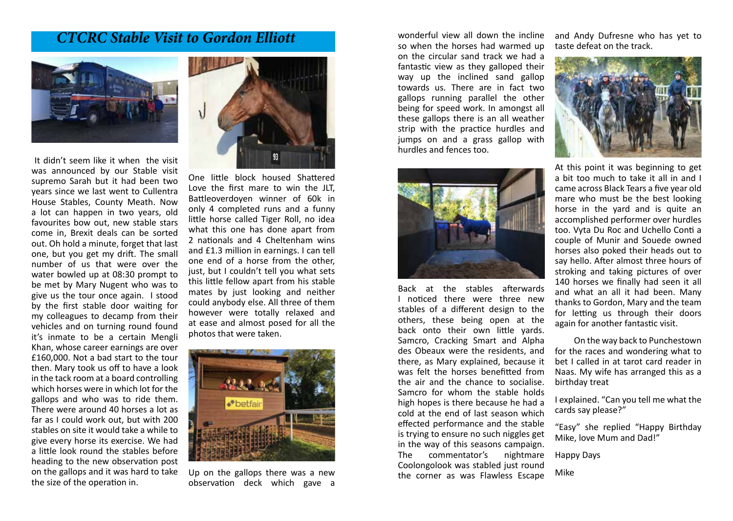## *CTCRC Stable Visit to Gordon Elliott*

It didn't seem like it when the visit was announced by our Stable visit supremo Sarah but it had been two years since we last went to Cullentra House Stables, County Meath. Now a lot can happen in two years, old favourites bow out, new stable stars come in, Brexit deals can be sorted out. Oh hold a minute, forget that last one, but you get my drift. The small number of us that were over the water bowled up at 08:30 prompt to be met by Mary Nugent who was to give us the tour once again. I stood by the first stable door waiting for my colleagues to decamp from their vehicles and on turning round found it's inmate to be a certain Mengli Khan, whose career earnings are over £160,000. Not a bad start to the tour then. Mary took us off to have a look in the tack room at a board controlling which horses were in which lot for the gallops and who was to ride them. There were around 40 horses a lot as far as I could work out, but with 200 stables on site it would take a while to give every horse its exercise. We had a little look round the stables before heading to the new observation post on the gallops and it was hard to take the size of the operation in.

One little block housed Shattered Love the first mare to win the JLT, Battleoverdoyen winner of 60k in only 4 completed runs and a funny little horse called Tiger Roll, no idea what this one has done apart from 2 nationals and 4 Cheltenham wins and £1.3 million in earnings. I can tell one end of a horse from the other, just, but I couldn't tell you what sets this little fellow apart from his stable mates by just looking and neither could anybody else. All three of them however were totally relaxed and at ease and almost posed for all the photos that were taken.

Up on the gallops there was a new observation deck which gave a wonderful view all down the incline so when the horses had warmed up on the circular sand track we had a fantastic view as they galloped their way up the inclined sand gallop towards us. There are in fact two gallops running parallel the other being for speed work. In amongst all these gallops there is an all weather strip with the practice hurdles and jumps on and a grass gallop with hurdles and fences too.

Back at the stables afterwards I noticed there were three new stables of a different design to the others, these being open at the back onto their own little yards. Samcro, Cracking Smart and Alpha des Obeaux were the residents, and there, as Mary explained, because it was felt the horses benefitted from the air and the chance to socialise. Samcro for whom the stable holds high hopes is there because he had a cold at the end of last season which effected performance and the stable is trying to ensure no such niggles get in the way of this seasons campaign. The commentator's nightmare Coolongolook was stabled just round the corner as was Flawless Escape and Andy Dufresne who has yet to taste defeat on the track.

At this point it was beginning to get a bit too much to take it all in and I came across Black Tears a five year old mare who must be the best looking horse in the yard and is quite an accomplished performer over hurdles too. Vyta Du Roc and Uchello Conti a couple of Munir and Souede owned horses also poked their heads out to say hello. After almost three hours of stroking and taking pictures of over 140 horses we finally had seen it all and what an all it had been. Many thanks to Gordon, Mary and the team for letting us through their doors again for another fantastic visit.

On the way back to Punchestown for the races and wondering what to bet I called in at tarot card reader in Naas. My wife has arranged this as a birthday treat

I explained. "Can you tell me what the cards say please?"

"Easy" she replied "Happy Birthday Mike, love Mum and Dad!"

Happy Days

Mike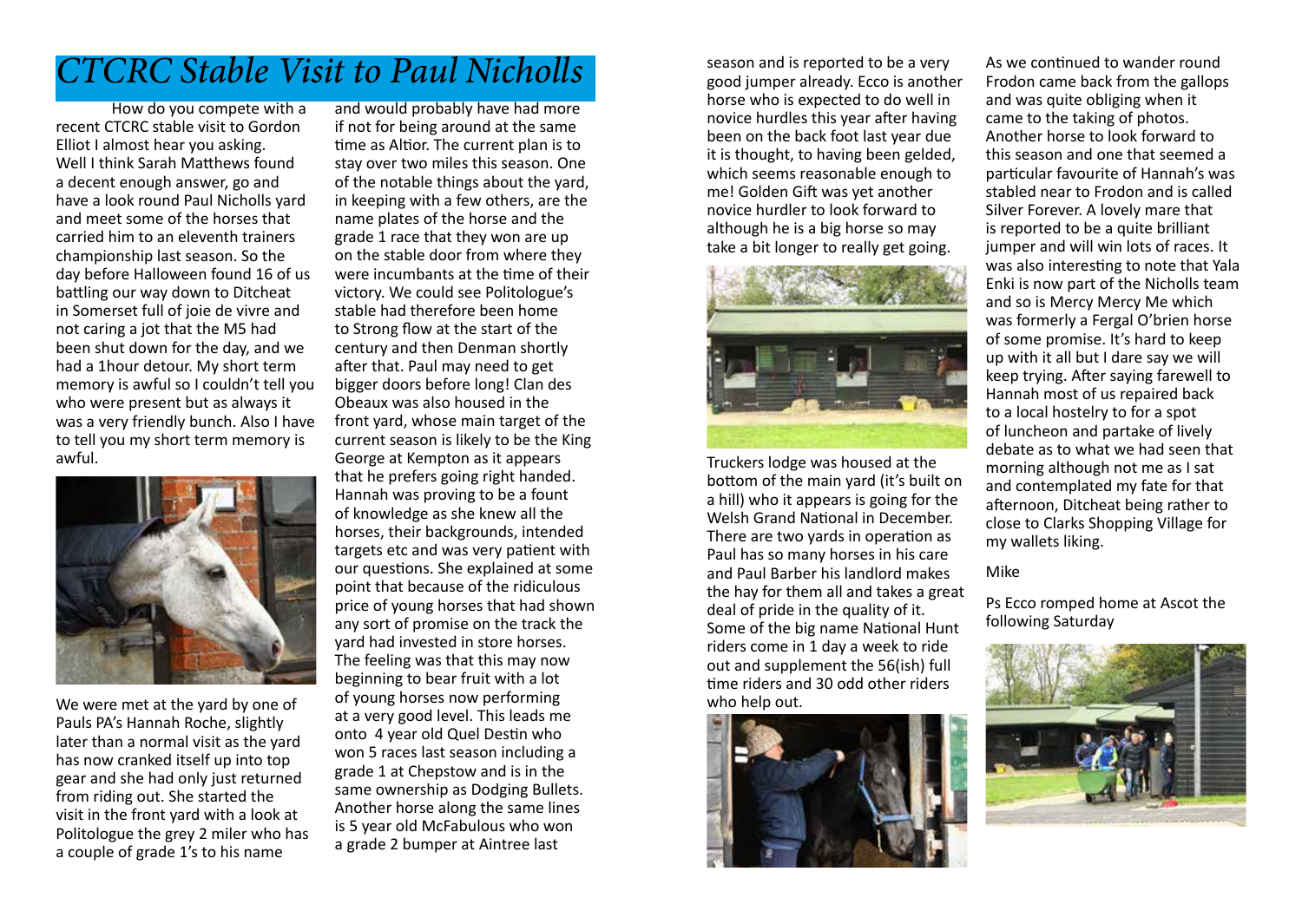# CTCRC Stable Visit to Paul Nicholls

How do you compete with a recent CTCRC stable visit to Gordon Elliot I almost hear you asking. Well I think Sarah Matthews found a decent enough answer, go and have a look round Paul Nicholls yard and meet some of the horses that carried him to an eleventh trainers championship last season. So the day before Halloween found 16 of us battling our way down to Ditcheat in Somerset full of joie de vivre and not caring a jot that the M5 had been shut down for the day, and we had a 1hour detour. My short term memory is awful so I couldn't tell you who were present but as always it was a very friendly bunch. Also I have to tell you my short term memory is awful.

We were met at the yard by one of Pauls PA's Hannah Roche, slightly later than a normal visit as the yard has now cranked itself up into top gear and she had only just returned from riding out. She started the visit in the front yard with a look at Politologue the grey 2 miler who has a couple of grade 1's to his name and would probably have had more if not for being around at the same time as Altior. The current plan is to stay over two miles this season. One of the notable things about the yard, in keeping with a few others, are the name plates of the horse and the grade 1 race that they won are up on the stable door from where they were incumbants at the time of their victory. We could see Politologue's stable had therefore been home to Strong flow at the start of the century and then Denman shortly after that. Paul may need to get bigger doors before long! Clan des Obeaux was also housed in the front yard, whose main target of the current season is likely to be the King George at Kempton as it appears that he prefers going right handed. Hannah was proving to be a fount of knowledge as she knew all the horses, their backgrounds, intended targets etc and was very patient with our questions. She explained at some point that because of the ridiculous price of young horses that had shown any sort of promise on the track the yard had invested in store horses. The feeling was that this may now beginning to bear fruit with a lot of young horses now performing at a very good level. This leads me onto 4 year old Quel Destin who won 5 races last season including a grade 1 at Chepstow and is in the same ownership as Dodging Bullets. Another horse along the same lines is 5 year old McFabulous who won a grade 2 bumper at Aintree last season and is reported to be a very good jumper already. Ecco is another horse who is expected to do well in novice hurdles this year after having been on the back foot last year due it is thought, to having been gelded, which seems reasonable enough to me! Golden Gift was yet another novice hurdler to look forward to although he is a big horse so may take a bit longer to really get going.

Truckers lodge was housed at the bottom of the main yard (it's built on a hill) who it appears is going for the Welsh Grand National in December. There are two yards in operation as Paul has so many horses in his care and Paul Barber his landlord makes the hay for them all and takes a great deal of pride in the quality of it. Some of the big name National Hunt riders come in 1 day a week to ride out and supplement the 56(ish) full time riders and 30 odd other riders who help out.

As we continued to wander round Frodon came back from the gallops and was quite obliging when it came to the taking of photos. Another horse to look forward to this season and one that seemed a particular favourite of Hannah's was stabled near to Frodon and is called Silver Forever. A lovely mare that is reported to be a quite brilliant jumper and will win lots of races. It was also interesting to note that Yala Enki is now part of the Nicholls team and so is Mercy Mercy Me which was formerly a Fergal O'brien horse of some promise. It's hard to keep up with it all but I dare say we will keep trying. After saying farewell to Hannah most of us repaired back to a local hostelry to for a spot of luncheon and partake of lively debate as to what we had seen that morning although not me as I sat and contemplated my fate for that afternoon, Ditcheat being rather to close to Clarks Shopping Village for my wallets liking.

Mike

Ps Ecco romped home at Ascot the following Saturday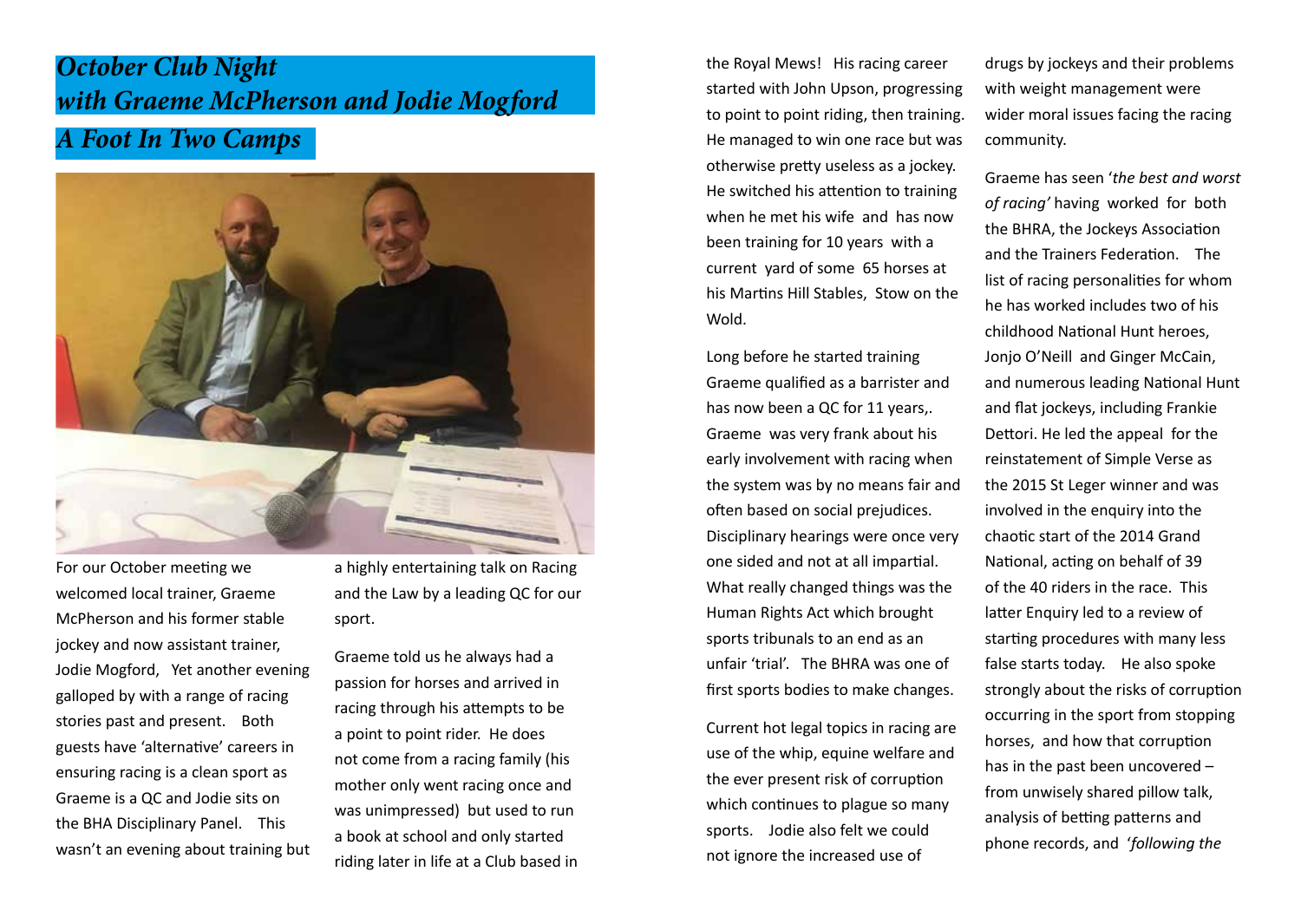## *October Club Night with Graeme McPherson and Jodie Mogford*

## *A Foot In Two Camps*

For our October meeting we welcomed local trainer, Graeme McPherson and his former stable jockey and now assistant trainer, Jodie Mogford, Yet another evening galloped by with a range of racing stories past and present. Both guests have 'alternative' careers in ensuring racing is a clean sport as Graeme is a QC and Jodie sits on the BHA Disciplinary Panel. This wasn't an evening about training but a highly entertaining talk on Racing and the Law by a leading QC for our sport.

Graeme told us he always had a passion for horses and arrived in racing through his attempts to be a point to point rider. He does not come from a racing family (his mother only went racing once and was unimpressed) but used to run a book at school and only started riding later in life at a Club based in the Royal Mews! His racing career started with John Upson, progressing to point to point riding, then training. He managed to win one race but was otherwise pretty useless as a jockey. He switched his attention to training when he met his wife and has now been training for 10 years with a current yard of some 65 horses at his Martins Hill Stables, Stow on the Wold.

Long before he started training Graeme qualified as a barrister and has now been a QC for 11 years,. Graeme was very frank about his early involvement with racing when the system was by no means fair and often based on social prejudices. Disciplinary hearings were once very one sided and not at all impartial. What really changed things was the Human Rights Act which brought sports tribunals to an end as an unfair 'trial'. The BHRA was one of first sports bodies to make changes.

Current hot legal topics in racing are use of the whip, equine welfare and the ever present risk of corruption which continues to plague so many sports. Jodie also felt we could not ignore the increased use of drugs by jockeys and their problems with weight management were wider moral issues facing the racing community.

Graeme has seen '*the best and worst of racing'* having worked for both the BHRA, the Jockeys Association and the Trainers Federation. The list of racing personalities for whom he has worked includes two of his childhood National Hunt heroes, Jonjo O'Neill and Ginger McCain, and numerous leading National Hunt and flat jockeys, including Frankie Dettori. He led the appeal for the reinstatement of Simple Verse as the 2015 St Leger winner and was involved in the enquiry into the chaotic start of the 2014 Grand National, acting on behalf of 39 of the 40 riders in the race. This latter Enquiry led to a review of starting procedures with many less false starts today. He also spoke strongly about the risks of corruption occurring in the sport from stopping horses, and how that corruption has in the past been uncovered – from unwisely shared pillow talk, analysis of betting patterns and phone records, and '*following the*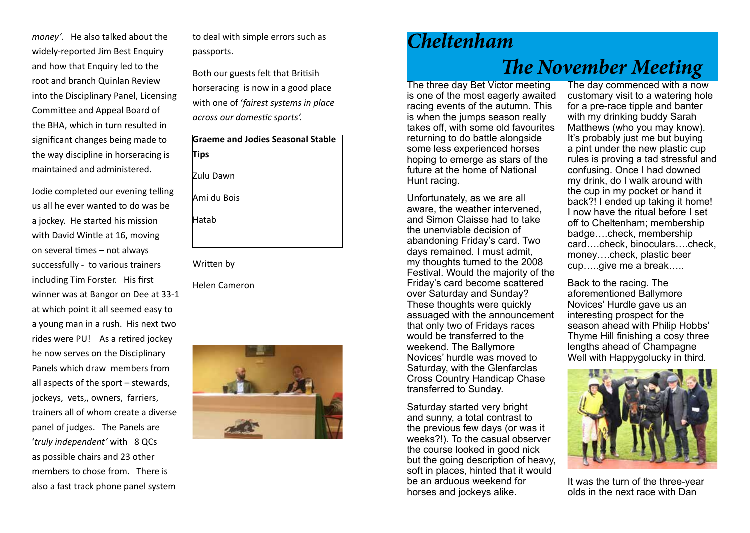*money'*. He also talked about the widely-reported Jim Best Enquiry and how that Enquiry led to the root and branch Quinlan Review into the Disciplinary Panel, Licensing Committee and Appeal Board of the BHA, which in turn resulted in significant changes being made to the way discipline in horseracing is maintained and administered.

Jodie completed our evening telling us all he ever wanted to do was be a jockey. He started his mission with David Wintle at 16, moving on several times – not always successfully - to various trainers including Tim Forster. His first winner was at Bangor on Dee at 33-1 at which point it all seemed easy to a young man in a rush. His next two rides were PU! As a retired jockey he now serves on the Disciplinary Panels which draw members from all aspects of the sport – stewards, jockeys, vets,, owners, farriers, trainers all of whom create a diverse panel of judges. The Panels are '*truly independent'* with 8 QCs as possible chairs and 23 other members to chose from. There is also a fast track phone panel system to deal with simple errors such as passports.

Both our guests felt that Britisih horseracing is now in a good place with one of '*fairest systems in place across our domestic sports'.*

**Graeme and Jodies Seasonal Stable Tips**

Zulu Dawn

Ami du Bois

Hatab

Written by

Helen Cameron

# *Cheltenham*

## *The November Meeting*

The three day Bet Victor meeting is one of the most eagerly awaited racing events of the autumn. This is when the jumps season really takes off, with some old favourites returning to do battle alongside some less experienced horses hoping to emerge as stars of the future at the home of National Hunt racing.

Unfortunately, as we are all aware, the weather intervened, and Simon Claisse had to take the unenviable decision of abandoning Friday's card. Two days remained. I must admit, my thoughts turned to the 2008 Festival. Would the majority of the Friday's card become scattered over Saturday and Sunday? These thoughts were quickly assuaged with the announcement that only two of Fridays races would be transferred to the weekend. The Ballymore Novices' hurdle was moved to Saturday, with the Glenfarclas Cross Country Handicap Chase transferred to Sunday.

Saturday started very bright and sunny, a total contrast to the previous few days (or was it weeks?!). To the casual observer the course looked in good nick but the going description of heavy, soft in places, hinted that it would be an arduous weekend for horses and jockeys alike.

The day commenced with a now customary visit to a watering hole for a pre-race tipple and banter with my drinking buddy Sarah Matthews (who you may know). It's probably just me but buying a pint under the new plastic cup rules is proving a tad stressful and confusing. Once I had downed my drink, do I walk around with the cup in my pocket or hand it back?! I ended up taking it home! I now have the ritual before I set off to Cheltenham; membership badge….check, membership card….check, binoculars….check, money….check, plastic beer cup…..give me a break…..

Back to the racing. The aforementioned Ballymore Novices' Hurdle gave us an interesting prospect for the season ahead with Philip Hobbs' Thyme Hill finishing a cosy three lengths ahead of Champagne Well with Happygolucky in third.

It was the turn of the three-year olds in the next race with Dan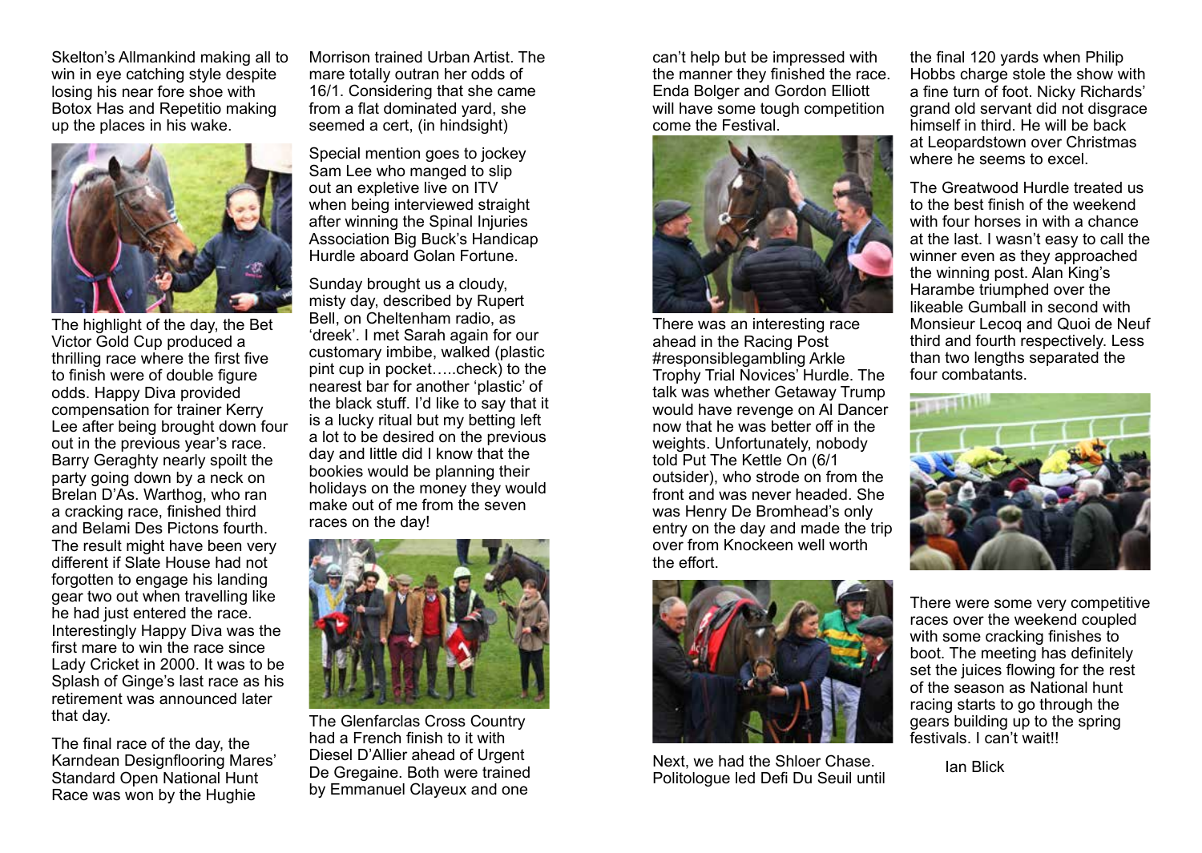Skelton's Allmankind making all to win in eye catching style despite losing his near fore shoe with Botox Has and Repetitio making up the places in his wake.

The highlight of the day, the Bet Victor Gold Cup produced a thrilling race where the first five to finish were of double figure odds. Happy Diva provided compensation for trainer Kerry Lee after being brought down four out in the previous year's race. Barry Geraghty nearly spoilt the party going down by a neck on Brelan D'As. Warthog, who ran a cracking race, finished third and Belami Des Pictons fourth. The result might have been very different if Slate House had not forgotten to engage his landing gear two out when travelling like he had just entered the race. Interestingly Happy Diva was the first mare to win the race since Lady Cricket in 2000. It was to be Splash of Ginge's last race as his retirement was announced later that day.

The final race of the day, the Karndean Designflooring Mares' Standard Open National Hunt Race was won by the Hughie Morrison trained Urban Artist. The mare totally outran her odds of 16/1. Considering that she came from a flat dominated yard, she seemed a cert, (in hindsight)

Special mention goes to jockey Sam Lee who manged to slip out an expletive live on ITV when being interviewed straight after winning the Spinal Injuries Association Big Buck's Handicap Hurdle aboard Golan Fortune.

Sunday brought us a cloudy, misty day, described by Rupert Bell, on Cheltenham radio, as 'dreek'. I met Sarah again for our customary imbibe, walked (plastic pint cup in pocket…..check) to the nearest bar for another 'plastic' of the black stuff. I'd like to say that it is a lucky ritual but my betting left a lot to be desired on the previous day and little did I know that the bookies would be planning their holidays on the money they would make out of me from the seven races on the day!

The Glenfarclas Cross Country had a French finish to it with Diesel D'Allier ahead of Urgent De Gregaine. Both were trained by Emmanuel Clayeux and one can't help but be impressed with the manner they finished the race. Enda Bolger and Gordon Elliott will have some tough competition come the Festival.

There was an interesting race ahead in the Racing Post #responsiblegambling Arkle Trophy Trial Novices' Hurdle. The talk was whether Getaway Trump would have revenge on Al Dancer now that he was better off in the weights. Unfortunately, nobody told Put The Kettle On (6/1 outsider), who strode on from the front and was never headed. She was Henry De Bromhead's only entry on the day and made the trip over from Knockeen well worth the effort.

Next, we had the Shloer Chase. Politologue led Defi Du Seuil until the final 120 yards when Philip Hobbs charge stole the show with a fine turn of foot. Nicky Richards' grand old servant did not disgrace himself in third. He will be back at Leopardstown over Christmas where he seems to excel.

The Greatwood Hurdle treated us to the best finish of the weekend with four horses in with a chance at the last. I wasn't easy to call the winner even as they approached the winning post. Alan King's Harambe triumphed over the likeable Gumball in second with Monsieur Lecoq and Quoi de Neuf third and fourth respectively. Less than two lengths separated the four combatants.

There were some very competitive races over the weekend coupled with some cracking finishes to boot. The meeting has definitely set the juices flowing for the rest of the season as National hunt racing starts to go through the gears building up to the spring festivals. I can't wait!!

Ian Blick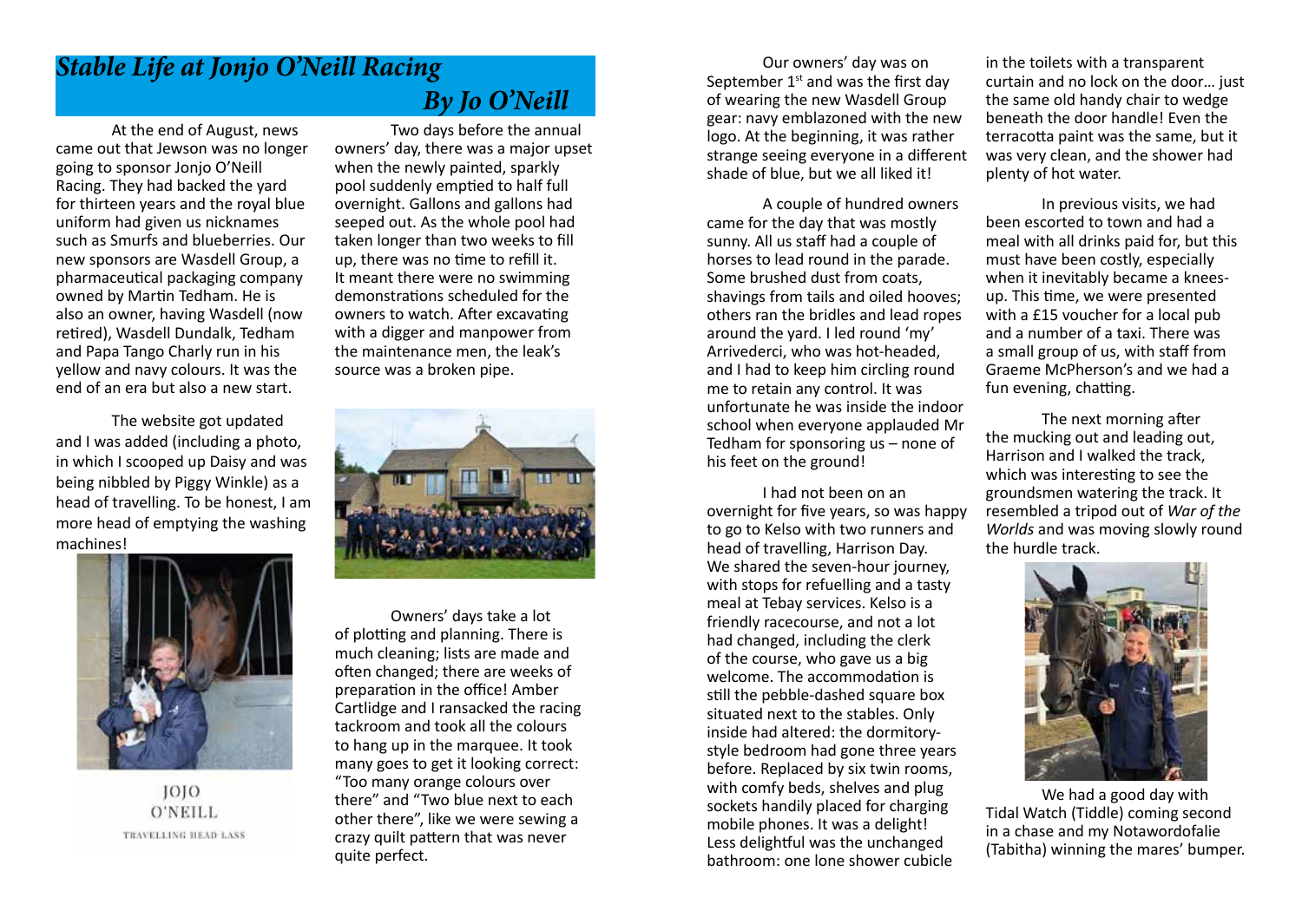# *Stable Life at Jonjo O'Neill Racing*

## *By Jo O'Neill*

At the end of August, news came out that Jewson was no longer going to sponsor Jonjo O'Neill Racing. They had backed the yard for thirteen years and the royal blue uniform had given us nicknames such as Smurfs and blueberries. Our new sponsors are Wasdell Group, a pharmaceutical packaging company owned by Martin Tedham. He is also an owner, having Wasdell (now retired), Wasdell Dundalk, Tedham and Papa Tango Charly run in his yellow and navy colours. It was the end of an era but also a new start.

The website got updated and I was added (including a photo, in which I scooped up Daisy and was being nibbled by Piggy Winkle) as a head of travelling. To be honest, I am more head of emptying the washing machines!

JOJO O'NEILL
TRAVELLING HEAD LASS

Two days before the annual owners' day, there was a major upset when the newly painted, sparkly pool suddenly emptied to half full overnight. Gallons and gallons had seeped out. As the whole pool had taken longer than two weeks to fill up, there was no time to refill it. It meant there were no swimming demonstrations scheduled for the owners to watch. After excavating with a digger and manpower from the maintenance men, the leak's source was a broken pipe.

Owners' days take a lot of plotting and planning. There is much cleaning; lists are made and often changed; there are weeks of preparation in the office! Amber Cartlidge and I ransacked the racing tackroom and took all the colours to hang up in the marquee. It took many goes to get it looking correct: "Too many orange colours over there" and "Two blue next to each other there", like we were sewing a crazy quilt pattern that was never quite perfect.

Our owners' day was on September 1st and was the first day of wearing the new Wasdell Group gear: navy emblazoned with the new logo. At the beginning, it was rather strange seeing everyone in a different shade of blue, but we all liked it!

A couple of hundred owners came for the day that was mostly sunny. All us staff had a couple of horses to lead round in the parade. Some brushed dust from coats, shavings from tails and oiled hooves; others ran the bridles and lead ropes around the yard. I led round 'my' Arrivederci, who was hot-headed, and I had to keep him circling round me to retain any control. It was unfortunate he was inside the indoor school when everyone applauded Mr Tedham for sponsoring us – none of his feet on the ground!

I had not been on an overnight for five years, so was happy to go to Kelso with two runners and head of travelling, Harrison Day. We shared the seven-hour journey, with stops for refuelling and a tasty meal at Tebay services. Kelso is a friendly racecourse, and not a lot had changed, including the clerk of the course, who gave us a big welcome. The accommodation is still the pebble-dashed square box situated next to the stables. Only inside had altered: the dormitory-style bedroom had gone three years before. Replaced by six twin rooms, with comfy beds, shelves and plug sockets handily placed for charging mobile phones. It was a delight! Less delightful was the unchanged bathroom: one lone shower cubicle in the toilets with a transparent curtain and no lock on the door… just the same old handy chair to wedge beneath the door handle! Even the terracotta paint was the same, but it was very clean, and the shower had plenty of hot water.

In previous visits, we had been escorted to town and had a meal with all drinks paid for, but this must have been costly, especially when it inevitably became a knees-up. This time, we were presented with a £15 voucher for a local pub and a number of a taxi. There was a small group of us, with staff from Graeme McPherson's and we had a fun evening, chatting.

The next morning after the mucking out and leading out, Harrison and I walked the track, which was interesting to see the groundsmen watering the track. It resembled a tripod out of *War of the Worlds* and was moving slowly round the hurdle track.

We had a good day with Tidal Watch (Tiddle) coming second in a chase and my Notawordofalie (Tabitha) winning the mares' bumper.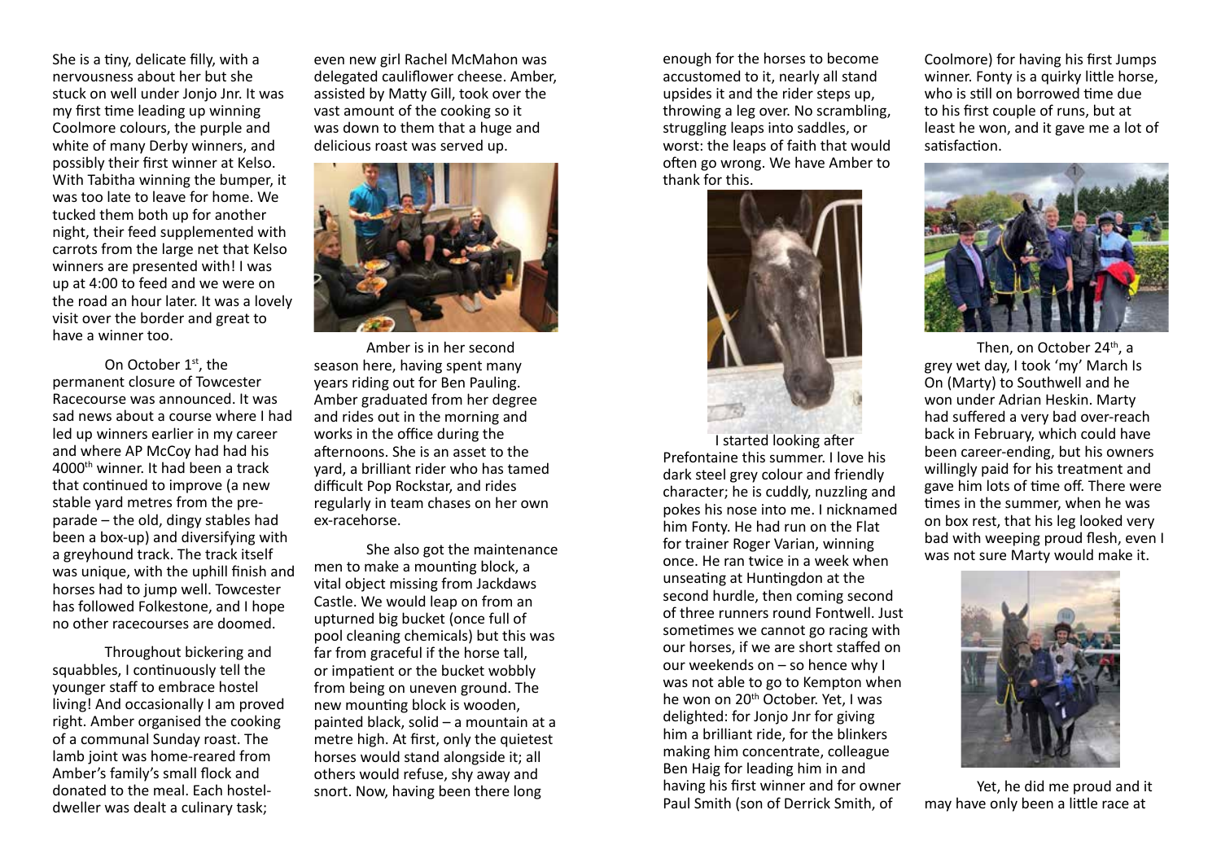She is a tiny, delicate filly, with a nervousness about her but she stuck on well under Jonjo Jnr. It was my first time leading up winning Coolmore colours, the purple and white of many Derby winners, and possibly their first winner at Kelso. With Tabitha winning the bumper, it was too late to leave for home. We tucked them both up for another night, their feed supplemented with carrots from the large net that Kelso winners are presented with! I was up at 4:00 to feed and we were on the road an hour later. It was a lovely visit over the border and great to have a winner too.

On October 1st, the permanent closure of Towcester Racecourse was announced. It was sad news about a course where I had led up winners earlier in my career and where AP McCoy had had his 4000th winner. It had been a track that continued to improve (a new stable yard metres from the pre-parade – the old, dingy stables had been a box-up) and diversifying with a greyhound track. The track itself was unique, with the uphill finish and horses had to jump well. Towcester has followed Folkestone, and I hope no other racecourses are doomed.

Throughout bickering and squabbles, I continuously tell the younger staff to embrace hostel living! And occasionally I am proved right. Amber organised the cooking of a communal Sunday roast. The lamb joint was home-reared from Amber's family's small flock and donated to the meal. Each hostel-dweller was dealt a culinary task; even new girl Rachel McMahon was delegated cauliflower cheese. Amber, assisted by Matty Gill, took over the vast amount of the cooking so it was down to them that a huge and delicious roast was served up.

Amber is in her second season here, having spent many years riding out for Ben Pauling. Amber graduated from her degree and rides out in the morning and works in the office during the afternoons. She is an asset to the yard, a brilliant rider who has tamed difficult Pop Rockstar, and rides regularly in team chases on her own ex-racehorse.

She also got the maintenance men to make a mounting block, a vital object missing from Jackdaws Castle. We would leap on from an upturned big bucket (once full of pool cleaning chemicals) but this was far from graceful if the horse tall, or impatient or the bucket wobbly from being on uneven ground. The new mounting block is wooden, painted black, solid – a mountain at a metre high. At first, only the quietest horses would stand alongside it; all others would refuse, shy away and snort. Now, having been there long enough for the horses to become accustomed to it, nearly all stand upsides it and the rider steps up, throwing a leg over. No scrambling, struggling leaps into saddles, or worst: the leaps of faith that would often go wrong. We have Amber to thank for this.

I started looking after Prefontaine this summer. I love his dark steel grey colour and friendly character; he is cuddly, nuzzling and pokes his nose into me. I nicknamed him Fonty. He had run on the Flat for trainer Roger Varian, winning once. He ran twice in a week when unseating at Huntingdon at the second hurdle, then coming second of three runners round Fontwell. Just sometimes we cannot go racing with our horses, if we are short staffed on our weekends on – so hence why I was not able to go to Kempton when he won on 20th October. Yet, I was delighted: for Jonjo Jnr for giving him a brilliant ride, for the blinkers making him concentrate, colleague Ben Haig for leading him in and having his first winner and for owner Paul Smith (son of Derrick Smith, of Coolmore) for having his first Jumps winner. Fonty is a quirky little horse, who is still on borrowed time due to his first couple of runs, but at least he won, and it gave me a lot of satisfaction.

Then, on October 24th, a grey wet day, I took 'my' March Is On (Marty) to Southwell and he won under Adrian Heskin. Marty had suffered a very bad over-reach back in February, which could have been career-ending, but his owners willingly paid for his treatment and gave him lots of time off. There were times in the summer, when he was on box rest, that his leg looked very bad with weeping proud flesh, even I was not sure Marty would make it.

Yet, he did me proud and it may have only been a little race at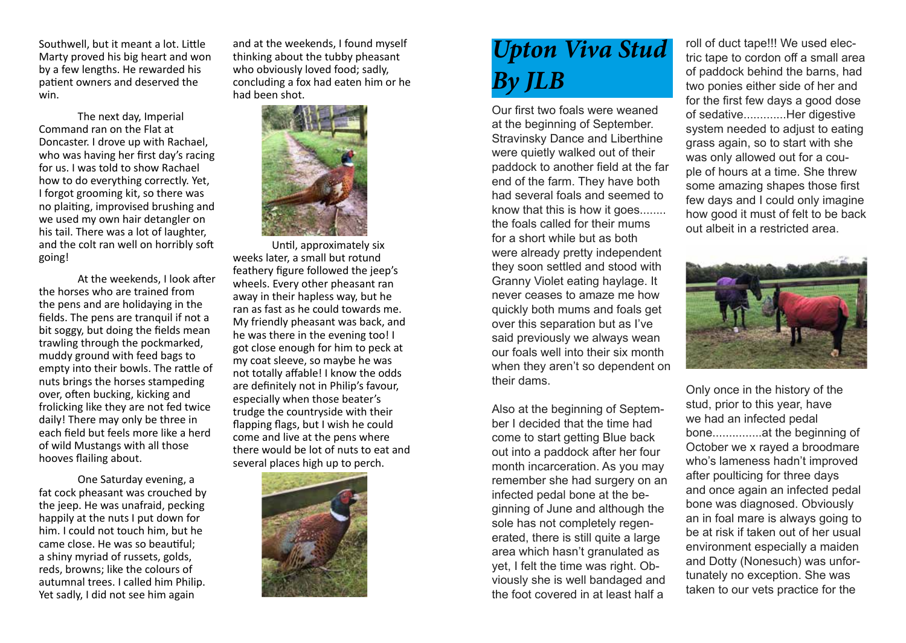Southwell, but it meant a lot. Little Marty proved his big heart and won by a few lengths. He rewarded his patient owners and deserved the win.

The next day, Imperial Command ran on the Flat at Doncaster. I drove up with Rachael, who was having her first day's racing for us. I was told to show Rachael how to do everything correctly. Yet, I forgot grooming kit, so there was no plaiting, improvised brushing and we used my own hair detangler on his tail. There was a lot of laughter, and the colt ran well on horribly soft going!

At the weekends, I look after the horses who are trained from the pens and are holidaying in the fields. The pens are tranquil if not a bit soggy, but doing the fields mean trawling through the pockmarked, muddy ground with feed bags to empty into their bowls. The rattle of nuts brings the horses stampeding over, often bucking, kicking and frolicking like they are not fed twice daily! There may only be three in each field but feels more like a herd of wild Mustangs with all those hooves flailing about.

One Saturday evening, a fat cock pheasant was crouched by the jeep. He was unafraid, pecking happily at the nuts I put down for him. I could not touch him, but he came close. He was so beautiful; a shiny myriad of russets, golds, reds, browns; like the colours of autumnal trees. I called him Philip. Yet sadly, I did not see him again and at the weekends, I found myself thinking about the tubby pheasant who obviously loved food; sadly, concluding a fox had eaten him or he had been shot.

Until, approximately six weeks later, a small but rotund feathery figure followed the jeep's wheels. Every other pheasant ran away in their hapless way, but he ran as fast as he could towards me. My friendly pheasant was back, and he was there in the evening too! I got close enough for him to peck at my coat sleeve, so maybe he was not totally affable! I know the odds are definitely not in Philip's favour, especially when those beater's trudge the countryside with their flapping flags, but I wish he could come and live at the pens where there would be lot of nuts to eat and several places high up to perch.

# *Upton Viva Stud By JLB*

Our first two foals were weaned at the beginning of September. Stravinsky Dance and Liberthine were quietly walked out of their paddock to another field at the far end of the farm. They have both had several foals and seemed to know that this is how it goes........ the foals called for their mums for a short while but as both were already pretty independent they soon settled and stood with Granny Violet eating haylage. It never ceases to amaze me how quickly both mums and foals get over this separation but as I've said previously we always wean our foals well into their six month when they aren't so dependent on their dams.

Also at the beginning of September I decided that the time had come to start getting Blue back out into a paddock after her four month incarceration. As you may remember she had surgery on an infected pedal bone at the beginning of June and although the sole has not completely regenerated, there is still quite a large area which hasn't granulated as yet, I felt the time was right. Obviously she is well bandaged and the foot covered in at least half a roll of duct tape!!! We used electric tape to cordon off a small area of paddock behind the barns, had two ponies either side of her and for the first few days a good dose of sedative.............Her digestive system needed to adjust to eating grass again, so to start with she was only allowed out for a couple of hours at a time. She threw some amazing shapes those first few days and I could only imagine how good it must of felt to be back out albeit in a restricted area.

Only once in the history of the stud, prior to this year, have we had an infected pedal bone...............at the beginning of October we x rayed a broodmare who's lameness hadn't improved after poulticing for three days and once again an infected pedal bone was diagnosed. Obviously an in foal mare is always going to be at risk if taken out of her usual environment especially a maiden and Dotty (Nonesuch) was unfortunately no exception. She was taken to our vets practice for the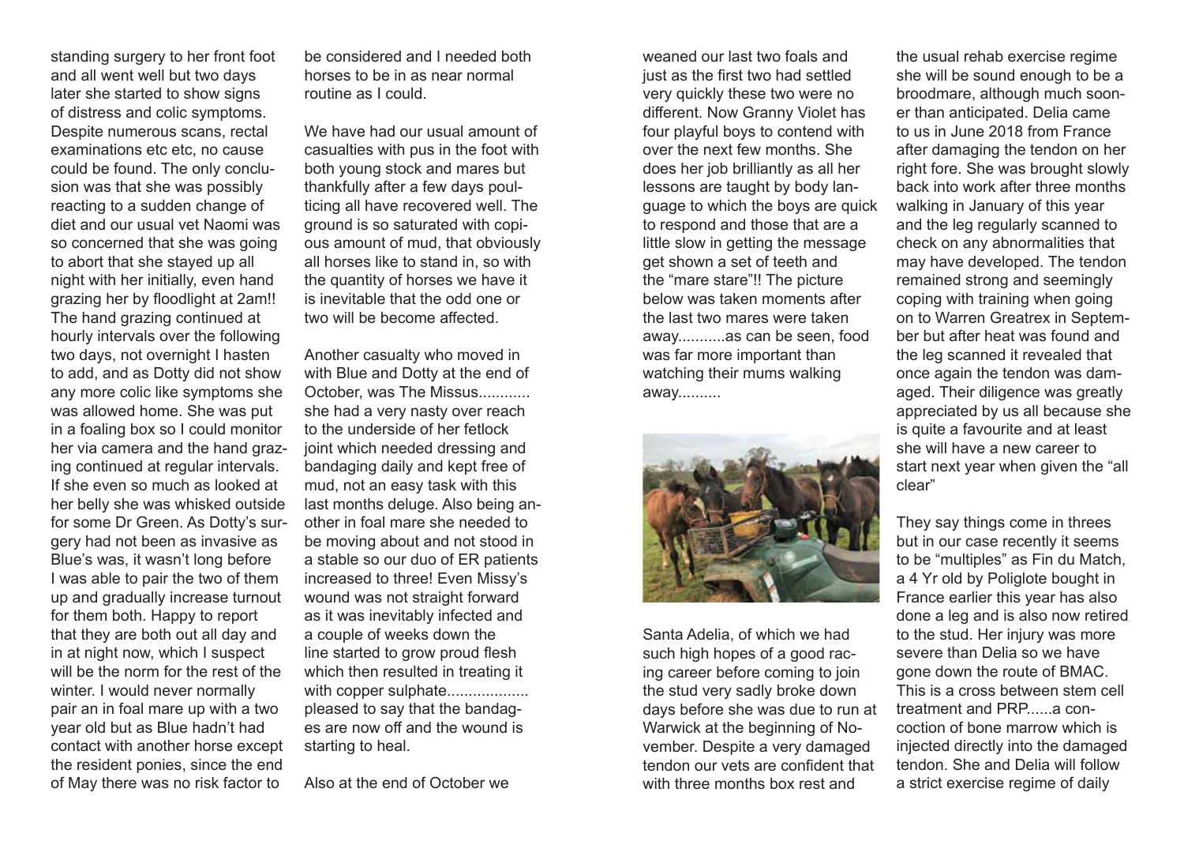standing surgery to her front foot and all went well but two days later she started to show signs of distress and colic symptoms. Despite numerous scans, rectal examinations etc etc, no cause could be found. The only conclusion was that she was possibly reacting to a sudden change of diet and our usual vet Naomi was so concerned that she was going to abort that she stayed up all night with her initially, even hand grazing her by floodlight at 2am!! The hand grazing continued at hourly intervals over the following two days, not overnight I hasten to add, and as Dotty did not show any more colic like symptoms she was allowed home. She was put in a foaling box so I could monitor her via camera and the hand grazing continued at regular intervals. If she even so much as looked at her belly she was whisked outside for some Dr Green. As Dotty's surgery had not been as invasive as Blue's was, it wasn't long before I was able to pair the two of them up and gradually increase turnout for them both. Happy to report that they are both out all day and in at night now, which I suspect will be the norm for the rest of the winter. I would never normally pair an in foal mare up with a two year old but as Blue hadn't had contact with another horse except the resident ponies, since the end of May there was no risk factor to be considered and I needed both horses to be in as near normal routine as I could.

We have had our usual amount of casualties with pus in the foot with both young stock and mares but thankfully after a few days poulticing all have recovered well. The ground is so saturated with copious amount of mud, that obviously all horses like to stand in, so with the quantity of horses we have it is inevitable that the odd one or two will be become affected.

Another casualty who moved in with Blue and Dotty at the end of October, was The Missus............ she had a very nasty over reach to the underside of her fetlock joint which needed dressing and bandaging daily and kept free of mud, not an easy task with this last months deluge. Also being another in foal mare she needed to be moving about and not stood in a stable so our duo of ER patients increased to three! Even Missy's wound was not straight forward as it was inevitably infected and a couple of weeks down the line started to grow proud flesh which then resulted in treating it with copper sulphate.................. pleased to say that the bandages are now off and the wound is starting to heal.

Also at the end of October we weaned our last two foals and just as the first two had settled very quickly these two were no different. Now Granny Violet has four playful boys to contend with over the next few months. She does her job brilliantly as all her lessons are taught by body language to which the boys are quick to respond and those that are a little slow in getting the message get shown a set of teeth and the "mare stare"!! The picture below was taken moments after the last two mares were taken away...........as can be seen, food was far more important than watching their mums walking away..........

Santa Adelia, of which we had such high hopes of a good racing career before coming to join the stud very sadly broke down days before she was due to run at Warwick at the beginning of November. Despite a very damaged tendon our vets are confident that with three months box rest and the usual rehab exercise regime she will be sound enough to be a broodmare, although much sooner than anticipated. Delia came to us in June 2018 from France after damaging the tendon on her right fore. She was brought slowly back into work after three months walking in January of this year and the leg regularly scanned to check on any abnormalities that may have developed. The tendon remained strong and seemingly coping with training when going on to Warren Greatrex in September but after heat was found and the leg scanned it revealed that once again the tendon was damaged. Their diligence was greatly appreciated by us all because she is quite a favourite and at least she will have a new career to start next year when given the "all clear"

They say things come in threes but in our case recently it seems to be "multiples" as Fin du Match, a 4 Yr old by Poliglote bought in France earlier this year has also done a leg and is also now retired to the stud. Her injury was more severe than Delia so we have gone down the route of BMAC. This is a cross between stem cell treatment and PRP......a concoction of bone marrow which is injected directly into the damaged tendon. She and Delia will follow a strict exercise regime of daily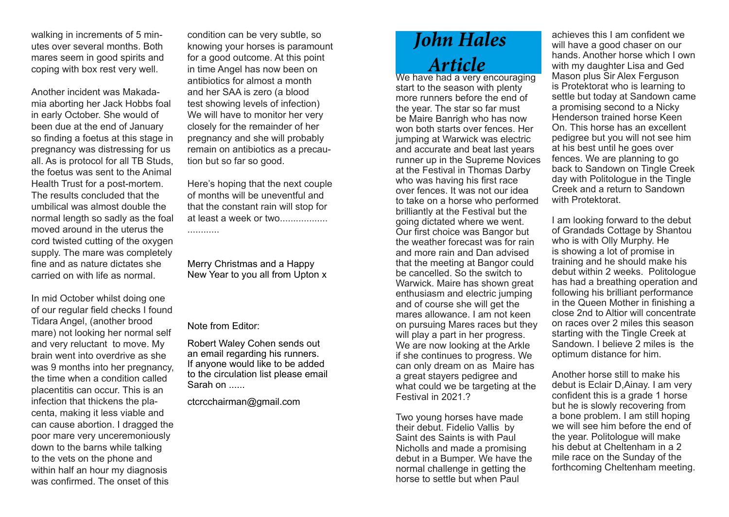walking in increments of 5 minutes over several months. Both mares seem in good spirits and coping with box rest very well.

Another incident was Makadamia aborting her Jack Hobbs foal in early October. She would of been due at the end of January so finding a foetus at this stage in pregnancy was distressing for us all. As is protocol for all TB Studs, the foetus was sent to the Animal Health Trust for a post-mortem. The results concluded that the umbilical was almost double the normal length so sadly as the foal moved around in the uterus the cord twisted cutting of the oxygen supply. The mare was completely fine and as nature dictates she carried on with life as normal.

In mid October whilst doing one of our regular field checks I found Tidara Angel, (another brood mare) not looking her normal self and very reluctant to move. My brain went into overdrive as she was 9 months into her pregnancy, the time when a condition called placentitis can occur. This is an infection that thickens the placenta, making it less viable and can cause abortion. I dragged the poor mare very unceremoniously down to the barns while talking to the vets on the phone and within half an hour my diagnosis was confirmed. The onset of this condition can be very subtle, so knowing your horses is paramount for a good outcome. At this point in time Angel has now been on antibiotics for almost a month and her SAA is zero (a blood test showing levels of infection) We will have to monitor her very closely for the remainder of her pregnancy and she will probably remain on antibiotics as a precaution but so far so good.

Here's hoping that the next couple of months will be uneventful and that the constant rain will stop for at least a week or two..............................

Merry Christmas and a Happy New Year to you all from Upton x

Note from Editor:

Robert Waley Cohen sends out an email regarding his runners. If anyone would like to be added to the circulation list please email Sarah on ......

ctcrcchairman@gmail.com

# John Hales Article

We have had a very encouraging start to the season with plenty more runners before the end of the year. The star so far must be Maire Banrigh who has now won both starts over fences. Her jumping at Warwick was electric and accurate and beat last years runner up in the Supreme Novices at the Festival in Thomas Darby who was having his first race over fences. It was not our idea to take on a horse who performed brilliantly at the Festival but the going dictated where we went. Our first choice was Bangor but the weather forecast was for rain and more rain and Dan advised that the meeting at Bangor could be cancelled. So the switch to Warwick. Maire has shown great enthusiasm and electric jumping and of course she will get the mares allowance. I am not keen on pursuing Mares races but they will play a part in her progress. We are now looking at the Arkle if she continues to progress. We can only dream on as Maire has a great stayers pedigree and what could we be targeting at the Festival in 2021.?

Two young horses have made their debut. Fidelio Vallis by Saint des Saints is with Paul Nicholls and made a promising debut in a Bumper. We have the normal challenge in getting the horse to settle but when Paul achieves this I am confident we will have a good chaser on our hands. Another horse which I own with my daughter Lisa and Ged Mason plus Sir Alex Ferguson is Protektorat who is learning to settle but today at Sandown came a promising second to a Nicky Henderson trained horse Keen On. This horse has an excellent pedigree but you will not see him at his best until he goes over fences. We are planning to go back to Sandown on Tingle Creek day with Politologue in the Tingle Creek and a return to Sandown with Protektorat.

I am looking forward to the debut of Grandads Cottage by Shantou who is with Olly Murphy. He is showing a lot of promise in training and he should make his debut within 2 weeks. Politologue has had a breathing operation and following his brilliant performance in the Queen Mother in finishing a close 2nd to Altior will concentrate on races over 2 miles this season starting with the Tingle Creek at Sandown. I believe 2 miles is the optimum distance for him.

Another horse still to make his debut is Eclair D,Ainay. I am very confident this is a grade 1 horse but he is slowly recovering from a bone problem. I am still hoping we will see him before the end of the year. Politologue will make his debut at Cheltenham in a 2 mile race on the Sunday of the forthcoming Cheltenham meeting.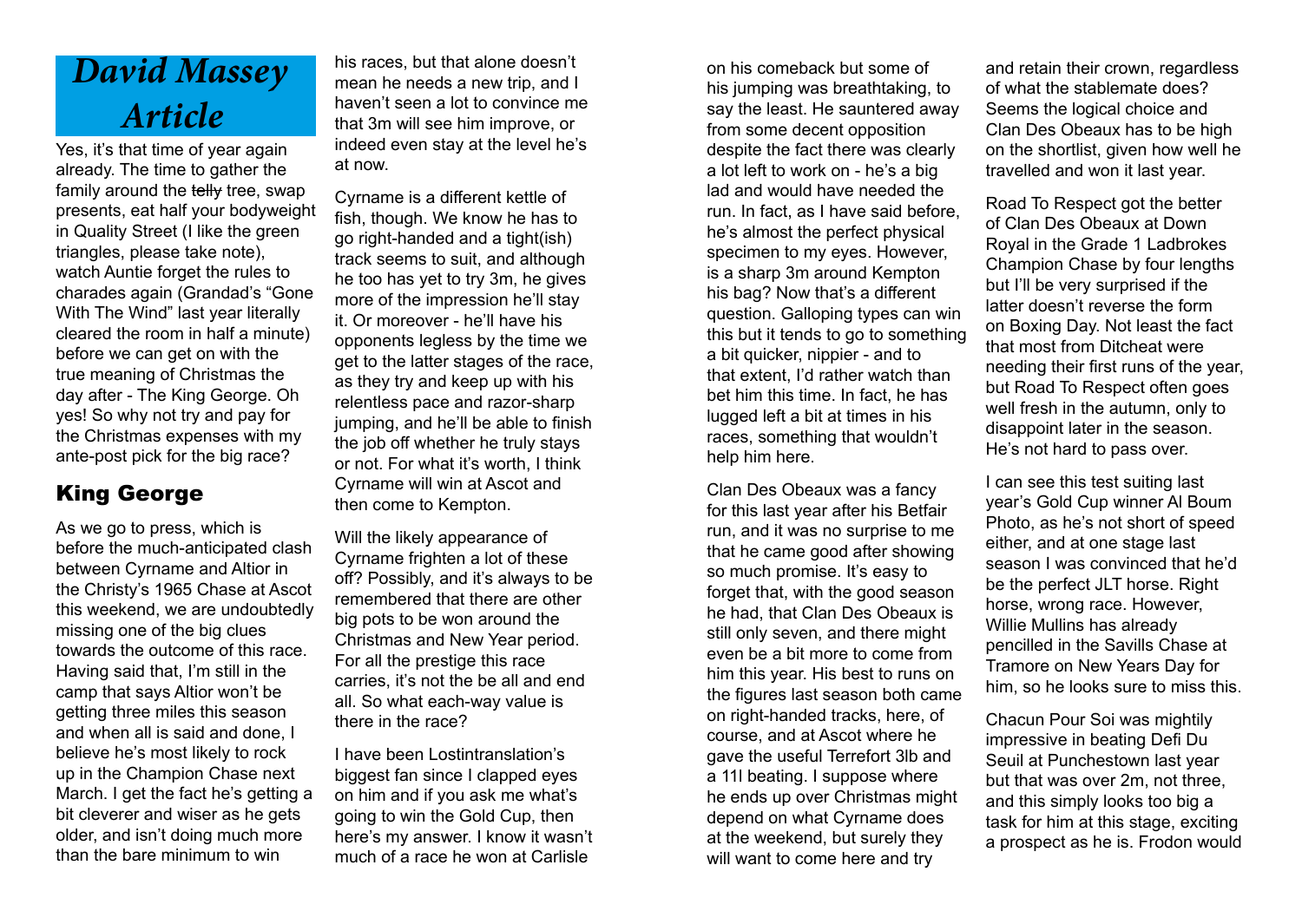# David Massey Article

Yes, it's that time of year again already. The time to gather the family around the ~~telly~~ tree, swap presents, eat half your bodyweight in Quality Street (I like the green triangles, please take note), watch Auntie forget the rules to charades again (Grandad's "Gone With The Wind" last year literally cleared the room in half a minute) before we can get on with the true meaning of Christmas the day after - The King George. Oh yes! So why not try and pay for the Christmas expenses with my ante-post pick for the big race?

## King George

As we go to press, which is before the much-anticipated clash between Cyrname and Altior in the Christy's 1965 Chase at Ascot this weekend, we are undoubtedly missing one of the big clues towards the outcome of this race. Having said that, I'm still in the camp that says Altior won't be getting three miles this season and when all is said and done, I believe he's most likely to rock up in the Champion Chase next March. I get the fact he's getting a bit cleverer and wiser as he gets older, and isn't doing much more than the bare minimum to win his races, but that alone doesn't mean he needs a new trip, and I haven't seen a lot to convince me that 3m will see him improve, or indeed even stay at the level he's at now.

Cyrname is a different kettle of fish, though. We know he has to go right-handed and a tight(ish) track seems to suit, and although he too has yet to try 3m, he gives more of the impression he'll stay it. Or moreover - he'll have his opponents legless by the time we get to the latter stages of the race, as they try and keep up with his relentless pace and razor-sharp jumping, and he'll be able to finish the job off whether he truly stays or not. For what it's worth, I think Cyrname will win at Ascot and then come to Kempton.

Will the likely appearance of Cyrname frighten a lot of these off? Possibly, and it's always to be remembered that there are other big pots to be won around the Christmas and New Year period. For all the prestige this race carries, it's not the be all and end all. So what each-way value is there in the race?

I have been Lostintranslation's biggest fan since I clapped eyes on him and if you ask me what's going to win the Gold Cup, then here's my answer. I know it wasn't much of a race he won at Carlisle on his comeback but some of his jumping was breathtaking, to say the least. He sauntered away from some decent opposition despite the fact there was clearly a lot left to work on - he's a big lad and would have needed the run. In fact, as I have said before, he's almost the perfect physical specimen to my eyes. However, is a sharp 3m around Kempton his bag? Now that's a different question. Galloping types can win this but it tends to go to something a bit quicker, nippier - and to that extent, I'd rather watch than bet him this time. In fact, he has lugged left a bit at times in his races, something that wouldn't help him here.

Clan Des Obeaux was a fancy for this last year after his Betfair run, and it was no surprise to me that he came good after showing so much promise. It's easy to forget that, with the good season he had, that Clan Des Obeaux is still only seven, and there might even be a bit more to come from him this year. His best to runs on the figures last season both came on right-handed tracks, here, of course, and at Ascot where he gave the useful Terrefort 3lb and a 11l beating. I suppose where he ends up over Christmas might depend on what Cyrname does at the weekend, but surely they will want to come here and try and retain their crown, regardless of what the stablemate does? Seems the logical choice and Clan Des Obeaux has to be high on the shortlist, given how well he travelled and won it last year.

Road To Respect got the better of Clan Des Obeaux at Down Royal in the Grade 1 Ladbrokes Champion Chase by four lengths but I'll be very surprised if the latter doesn't reverse the form on Boxing Day. Not least the fact that most from Ditcheat were needing their first runs of the year, but Road To Respect often goes well fresh in the autumn, only to disappoint later in the season. He's not hard to pass over.

I can see this test suiting last year's Gold Cup winner Al Boum Photo, as he's not short of speed either, and at one stage last season I was convinced that he'd be the perfect JLT horse. Right horse, wrong race. However, Willie Mullins has already pencilled in the Savills Chase at Tramore on New Years Day for him, so he looks sure to miss this.

Chacun Pour Soi was mightily impressive in beating Defi Du Seuil at Punchestown last year but that was over 2m, not three, and this simply looks too big a task for him at this stage, exciting a prospect as he is. Frodon would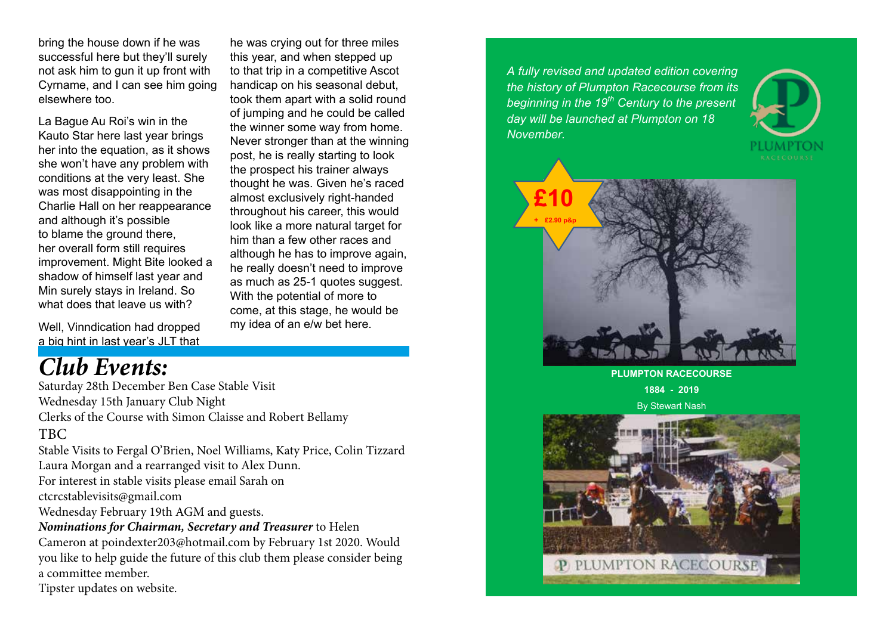bring the house down if he was successful here but they'll surely not ask him to gun it up front with Cyrname, and I can see him going elsewhere too.

La Bague Au Roi's win in the Kauto Star here last year brings her into the equation, as it shows she won't have any problem with conditions at the very least. She was most disappointing in the Charlie Hall on her reappearance and although it's possible to blame the ground there, her overall form still requires improvement. Might Bite looked a shadow of himself last year and Min surely stays in Ireland. So what does that leave us with?

Well, Vinndication had dropped a big hint in last year's JLT that he was crying out for three miles this year, and when stepped up to that trip in a competitive Ascot handicap on his seasonal debut, took them apart with a solid round of jumping and he could be called the winner some way from home. Never stronger than at the winning post, he is really starting to look the prospect his trainer always thought he was. Given he's raced almost exclusively right-handed throughout his career, this would look like a more natural target for him than a few other races and although he has to improve again, he really doesn't need to improve as much as 25-1 quotes suggest. With the potential of more to come, at this stage, he would be my idea of an e/w bet here.

# *Club Events:*

Saturday 28th December Ben Case Stable Visit

Wednesday 15th January Club Night

Clerks of the Course with Simon Claisse and Robert Bellamy

TBC

Stable Visits to Fergal O'Brien, Noel Williams, Katy Price, Colin Tizzard Laura Morgan and a rearranged visit to Alex Dunn.

For interest in stable visits please email Sarah on ctcrcstablevisits@gmail.com

Wednesday February 19th AGM and guests.

***Nominations for Chairman, Secretary and Treasurer*** to Helen Cameron at poindexter203@hotmail.com by February 1st 2020. Would you like to help guide the future of this club them please consider being a committee member.

Tipster updates on website.

*A fully revised and updated edition covering the history of Plumpton Racecourse from its beginning in the 19th Century to the present day will be launched at Plumpton on 18 November.*

PLUMPTON RACECOURSE

**£10**

**+ £2.90 p&p**

**PLUMPTON RACECOURSE**

**1884 - 2019**

By Stewart Nash

PLUMPTON RACECOURSE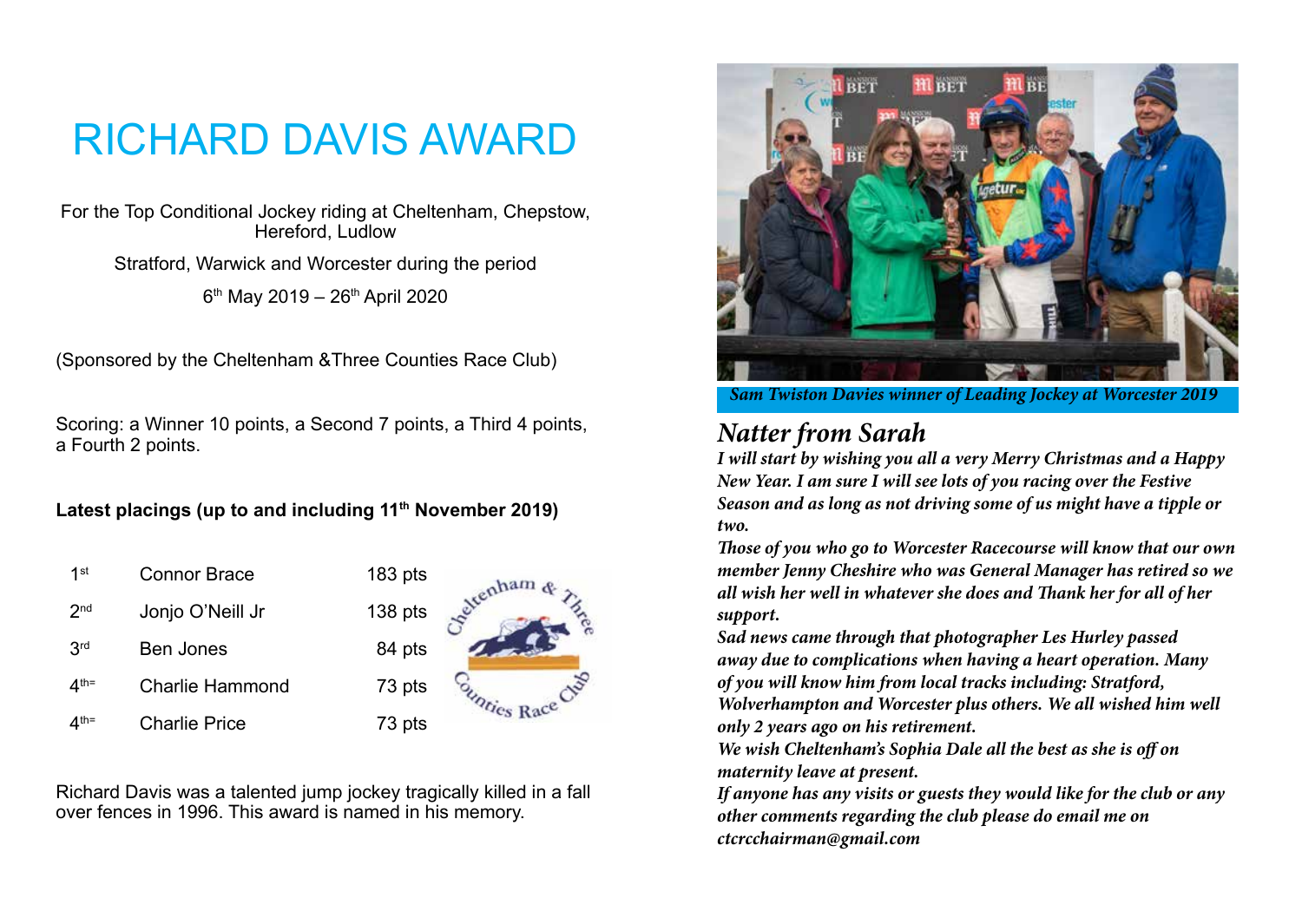# RICHARD DAVIS AWARD

For the Top Conditional Jockey riding at Cheltenham, Chepstow, Hereford, Ludlow

Stratford, Warwick and Worcester during the period

6th May 2019 – 26th April 2020

(Sponsored by the Cheltenham &Three Counties Race Club)

Scoring: a Winner 10 points, a Second 7 points, a Third 4 points, a Fourth 2 points.

**Latest placings (up to and including 11th November 2019)**

| | | |
|---|---|---|
| 1st | Connor Brace | 183 pts |
| 2nd | Jonjo O'Neill Jr | 138 pts |
| 3rd | Ben Jones | 84 pts |
| 4th= | Charlie Hammond | 73 pts |
| 4th= | Charlie Price | 73 pts |

Richard Davis was a talented jump jockey tragically killed in a fall over fences in 1996. This award is named in his memory.

*Sam Twiston Davies winner of Leading Jockey at Worcester 2019*

## *Natter from Sarah*

***I will start by wishing you all a very Merry Christmas and a Happy New Year. I am sure I will see lots of you racing over the Festive Season and as long as not driving some of us might have a tipple or two.***

***Those of you who go to Worcester Racecourse will know that our own member Jenny Cheshire who was General Manager has retired so we all wish her well in whatever she does and Thank her for all of her support.***

***Sad news came through that photographer Les Hurley passed away due to complications when having a heart operation. Many of you will know him from local tracks including: Stratford, Wolverhampton and Worcester plus others. We all wished him well only 2 years ago on his retirement.***

***We wish Cheltenham's Sophia Dale all the best as she is off on maternity leave at present.***

***If anyone has any visits or guests they would like for the club or any other comments regarding the club please do email me on ctcrcchairman@gmail.com***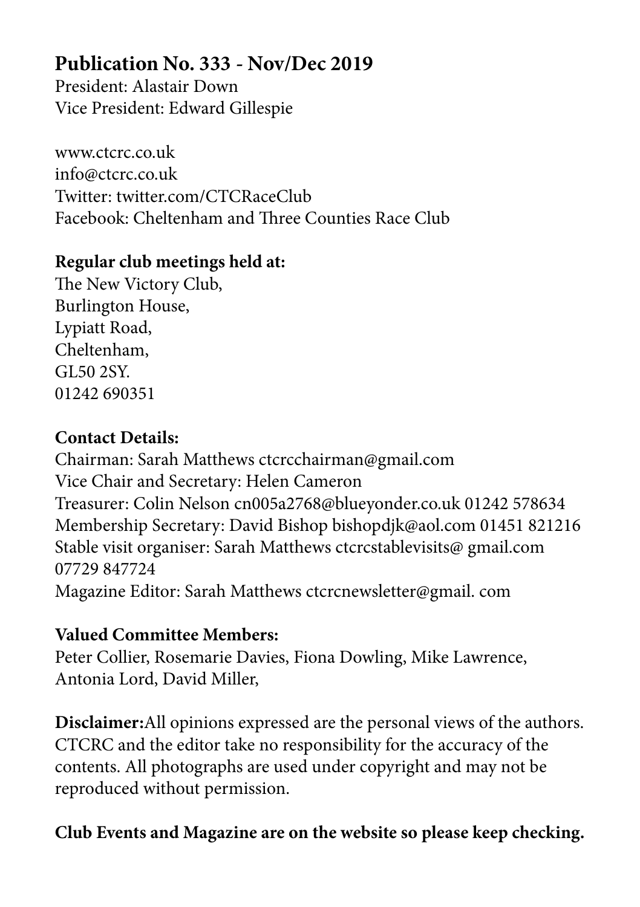## Publication No. 333 - Nov/Dec 2019

President: Alastair Down
Vice President: Edward Gillespie

www.ctcrc.co.uk
info@ctcrc.co.uk
Twitter: twitter.com/CTCRaceClub
Facebook: Cheltenham and Three Counties Race Club

**Regular club meetings held at:**
The New Victory Club,
Burlington House,
Lypiatt Road,
Cheltenham,
GL50 2SY.
01242 690351

**Contact Details:**
Chairman: Sarah Matthews ctcrcchairman@gmail.com
Vice Chair and Secretary: Helen Cameron
Treasurer: Colin Nelson cn005a2768@blueyonder.co.uk 01242 578634
Membership Secretary: David Bishop bishopdjk@aol.com 01451 821216
Stable visit organiser: Sarah Matthews ctcrcstablevisits@ gmail.com 07729 847724
Magazine Editor: Sarah Matthews ctcrcnewsletter@gmail. com

**Valued Committee Members:**
Peter Collier, Rosemarie Davies, Fiona Dowling, Mike Lawrence, Antonia Lord, David Miller,

**Disclaimer:**All opinions expressed are the personal views of the authors. CTCRC and the editor take no responsibility for the accuracy of the contents. All photographs are used under copyright and may not be reproduced without permission.

**Club Events and Magazine are on the website so please keep checking.**